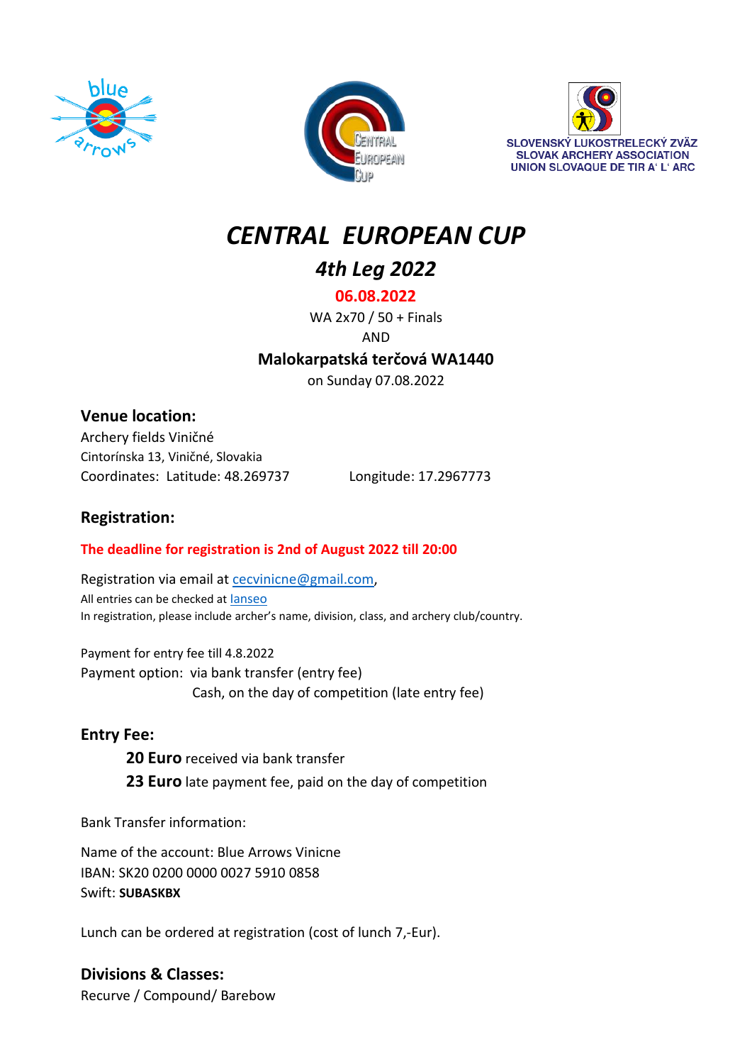SLOVENSKÝ LUKOSTRELECKÝ ZVÄZ
SLOVAK ARCHERY ASSOCIATION
UNION SLOVAQUE DE TIR A' L' ARC

# *CENTRAL EUROPEAN CUP*

## *4th Leg 2022*

**06.08.2022**

WA 2x70 / 50 + Finals

AND

**Malokarpatská terčová WA1440**

on Sunday 07.08.2022

### Venue location:

Archery fields Viničné
Cintorínska 13, Viničné, Slovakia
Coordinates: Latitude: 48.269737 Longitude: 17.2967773

### Registration:

**The deadline for registration is 2nd of August 2022 till 20:00**

Registration via email at cecvinicne@gmail.com,
All entries can be checked at Ianseo
In registration, please include archer's name, division, class, and archery club/country.

Payment for entry fee till 4.8.2022
Payment option: via bank transfer (entry fee)
Cash, on the day of competition (late entry fee)

### Entry Fee:

**20 Euro** received via bank transfer
**23 Euro** late payment fee, paid on the day of competition

Bank Transfer information:

Name of the account: Blue Arrows Vinicne
IBAN: SK20 0200 0000 0027 5910 0858
Swift: **SUBASKBX**

Lunch can be ordered at registration (cost of lunch 7,-Eur).

### Divisions & Classes:

Recurve / Compound/ Barebow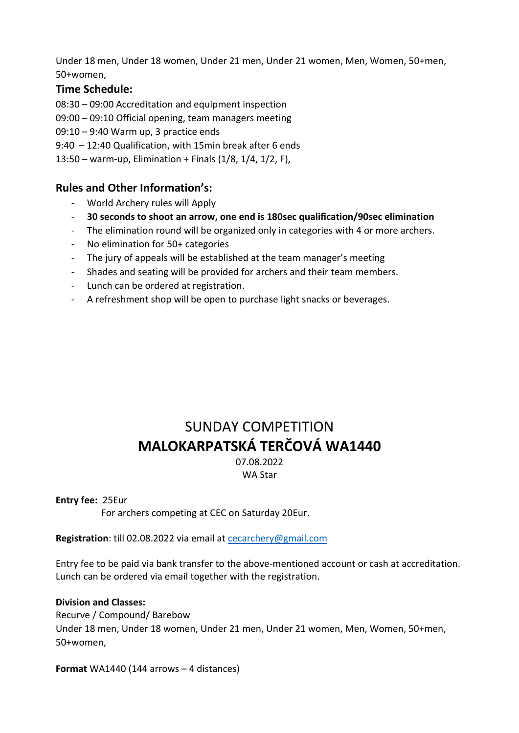Under 18 men, Under 18 women, Under 21 men, Under 21 women, Men, Women, 50+men, 50+women,

### Time Schedule:

08:30 – 09:00 Accreditation and equipment inspection
09:00 – 09:10 Official opening, team managers meeting
09:10 – 9:40 Warm up, 3 practice ends
9:40 – 12:40 Qualification, with 15min break after 6 ends
13:50 – warm-up, Elimination + Finals (1/8, 1/4, 1/2, F),

### Rules and Other Information's:

- World Archery rules will Apply
- **30 seconds to shoot an arrow, one end is 180sec qualification/90sec elimination**
- The elimination round will be organized only in categories with 4 or more archers.
- No elimination for 50+ categories
- The jury of appeals will be established at the team manager's meeting
- Shades and seating will be provided for archers and their team members.
- Lunch can be ordered at registration.
- A refreshment shop will be open to purchase light snacks or beverages.

# SUNDAY COMPETITION
# MALOKARPATSKÁ TERČOVÁ WA1440

07.08.2022
WA Star

**Entry fee:** 25Eur
For archers competing at CEC on Saturday 20Eur.

**Registration**: till 02.08.2022 via email at cecarchery@gmail.com

Entry fee to be paid via bank transfer to the above-mentioned account or cash at accreditation.
Lunch can be ordered via email together with the registration.

**Division and Classes:**
Recurve / Compound/ Barebow
Under 18 men, Under 18 women, Under 21 men, Under 21 women, Men, Women, 50+men, 50+women,

**Format** WA1440 (144 arrows – 4 distances)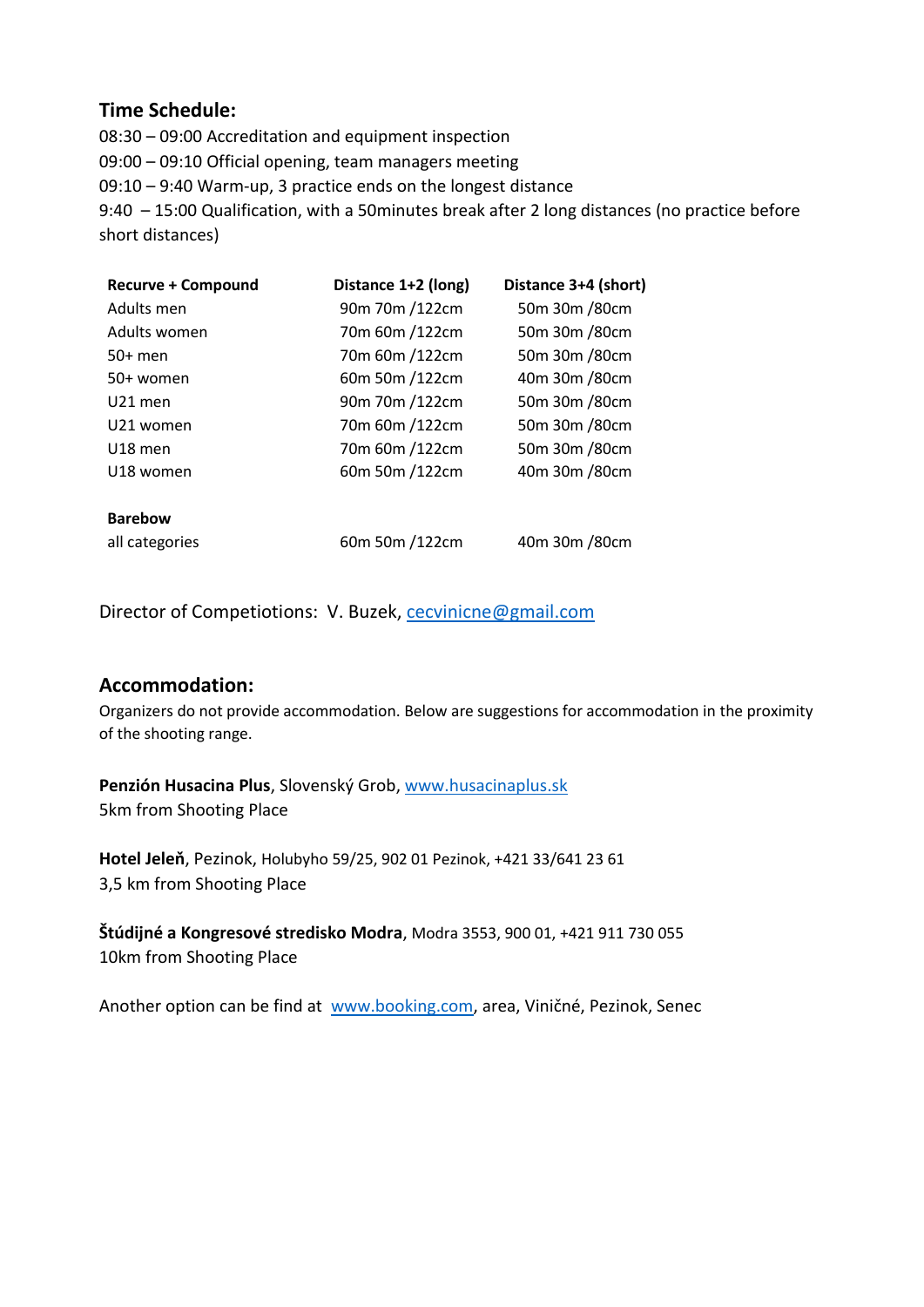## Time Schedule:

08:30 – 09:00 Accreditation and equipment inspection
09:00 – 09:10 Official opening, team managers meeting
09:10 – 9:40 Warm-up, 3 practice ends on the longest distance
9:40 – 15:00 Qualification, with a 50minutes break after 2 long distances (no practice before short distances)

| **Recurve + Compound** | **Distance 1+2 (long)** | **Distance 3+4 (short)** |
|---|---|---|
| Adults men | 90m 70m /122cm | 50m 30m /80cm |
| Adults women | 70m 60m /122cm | 50m 30m /80cm |
| 50+ men | 70m 60m /122cm | 50m 30m /80cm |
| 50+ women | 60m 50m /122cm | 40m 30m /80cm |
| U21 men | 90m 70m /122cm | 50m 30m /80cm |
| U21 women | 70m 60m /122cm | 50m 30m /80cm |
| U18 men | 70m 60m /122cm | 50m 30m /80cm |
| U18 women | 60m 50m /122cm | 40m 30m /80cm |
| | | |
| **Barebow** | | |
| all categories | 60m 50m /122cm | 40m 30m /80cm |

Director of Competiotions: V. Buzek, cecvinicne@gmail.com

## Accommodation:

Organizers do not provide accommodation. Below are suggestions for accommodation in the proximity of the shooting range.

**Penzión Husacina Plus**, Slovenský Grob, www.husacinaplus.sk
5km from Shooting Place

**Hotel Jeleň**, Pezinok, Holubyho 59/25, 902 01 Pezinok, +421 33/641 23 61
3,5 km from Shooting Place

**Štúdijné a Kongresové stredisko Modra**, Modra 3553, 900 01, +421 911 730 055
10km from Shooting Place

Another option can be find at www.booking.com, area, Viničné, Pezinok, Senec